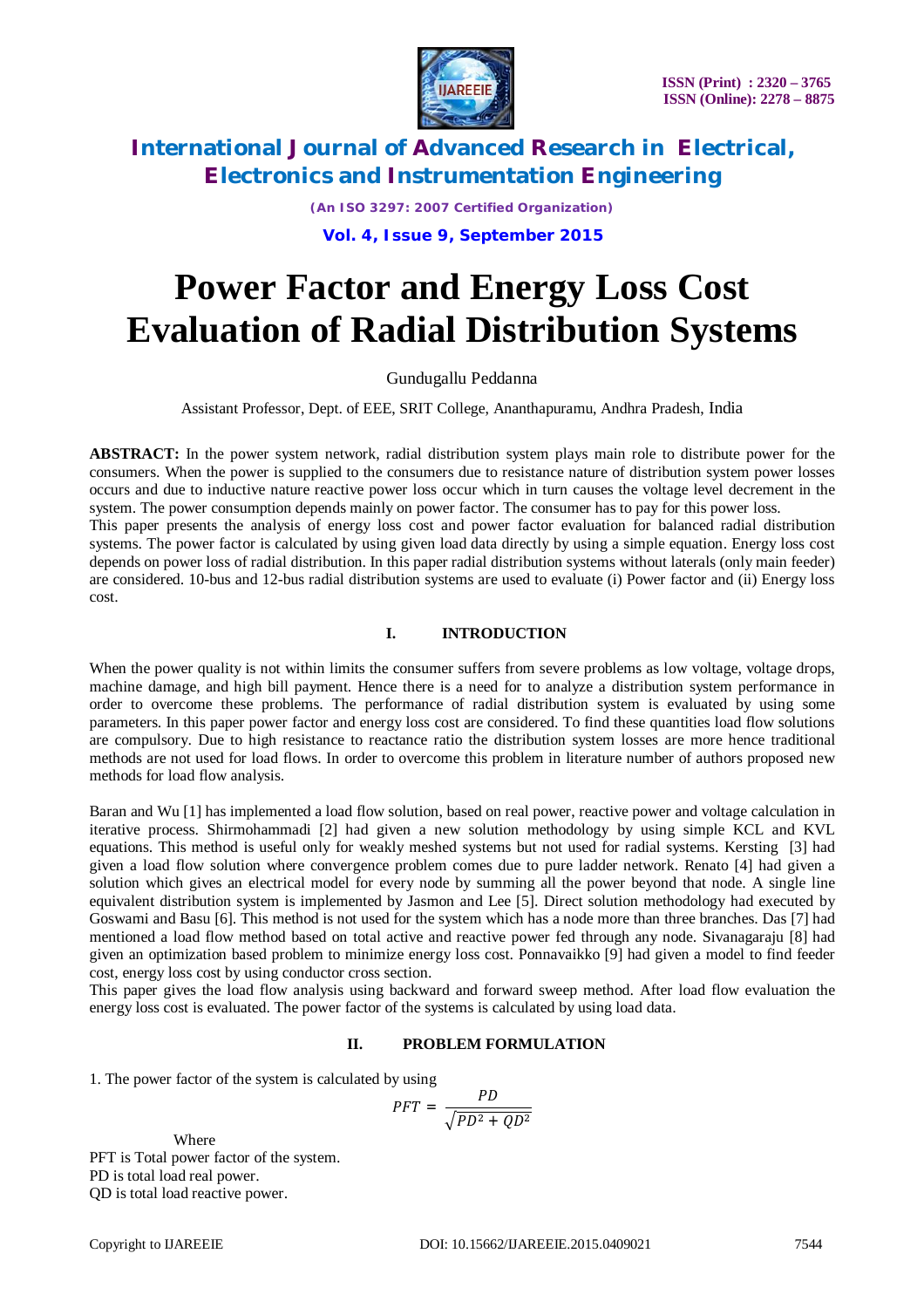# Power Factor and Energy Loss Cost Evaluation of Radial Distribution Systems

Gundugallu Peddanna

Assistant Professor, Dept. of EEE, SRIT College, Ananthapuramu, Andhra Pradesh, India

**ABSTRACT:** In the power system network, radial distribution system plays main role to distribute power for the consumers. When the power is supplied to the consumers due to resistance nature of distribution system power losses occurs and due to inductive nature reactive power loss occur which in turn causes the voltage level decrement in the system. The power consumption depends mainly on power factor. The consumer has to pay for this power loss.

This paper presents the analysis of energy loss cost and power factor evaluation for balanced radial distribution systems. The power factor is calculated by using given load data directly by using a simple equation. Energy loss cost depends on power loss of radial distribution. In this paper radial distribution systems without laterals (only main feeder) are considered. 10-bus and 12-bus radial distribution systems are used to evaluate (i) Power factor and (ii) Energy loss cost.

## I. INTRODUCTION

When the power quality is not within limits the consumer suffers from severe problems as low voltage, voltage drops, machine damage, and high bill payment. Hence there is a need for to analyze a distribution system performance in order to overcome these problems. The performance of radial distribution system is evaluated by using some parameters. In this paper power factor and energy loss cost are considered. To find these quantities load flow solutions are compulsory. Due to high resistance to reactance ratio the distribution system losses are more hence traditional methods are not used for load flows. In order to overcome this problem in literature number of authors proposed new methods for load flow analysis.

Baran and Wu [1] has implemented a load flow solution, based on real power, reactive power and voltage calculation in iterative process. Shirmohammadi [2] had given a new solution methodology by using simple KCL and KVL equations. This method is useful only for weakly meshed systems but not used for radial systems. Kersting [3] had given a load flow solution where convergence problem comes due to pure ladder network. Renato [4] had given a solution which gives an electrical model for every node by summing all the power beyond that node. A single line equivalent distribution system is implemented by Jasmon and Lee [5]. Direct solution methodology had executed by Goswami and Basu [6]. This method is not used for the system which has a node more than three branches. Das [7] had mentioned a load flow method based on total active and reactive power fed through any node. Sivanagaraju [8] had given an optimization based problem to minimize energy loss cost. Ponnavaikko [9] had given a model to find feeder cost, energy loss cost by using conductor cross section.

This paper gives the load flow analysis using backward and forward sweep method. After load flow evaluation the energy loss cost is evaluated. The power factor of the systems is calculated by using load data.

## II. PROBLEM FORMULATION

1. The power factor of the system is calculated by using

$$PFT = \frac{PD}{\sqrt{PD^2 + QD^2}}$$

Where

PFT is Total power factor of the system.

PD is total load real power.

QD is total load reactive power.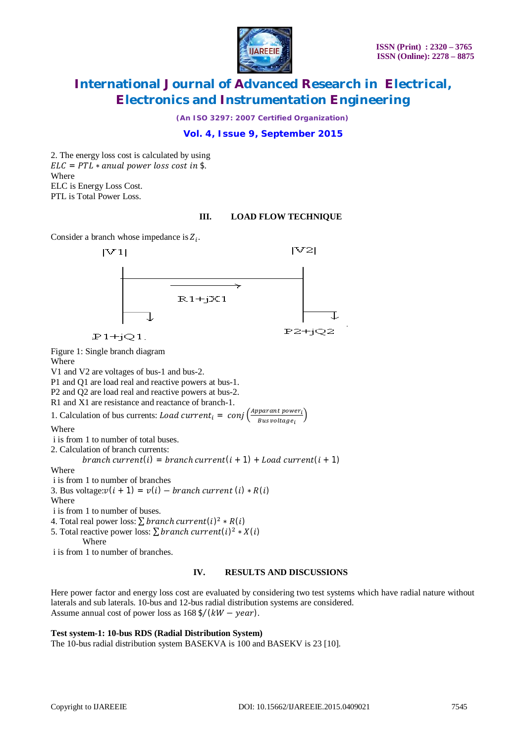2. The energy loss cost is calculated by using
$ELC = PTL * anual\ power\ loss\ cost\ in$ \$.
Where
ELC is Energy Loss Cost.
PTL is Total Power Loss.

## III. LOAD FLOW TECHNIQUE

Consider a branch whose impedance is $Z_i$.

|V1| |V2|

R1+jX1

P1+jQ1 P2+jQ2

Figure 1: Single branch diagram

Where
V1 and V2 are voltages of bus-1 and bus-2.
P1 and Q1 are load real and reactive powers at bus-1.
P2 and Q2 are load real and reactive powers at bus-2.
R1 and X1 are resistance and reactance of branch-1.

1. Calculation of bus currents: $Load\ current_i = conj\left(\frac{Apparant\ power_i}{Bus\ voltage_i}\right)$

Where
i is from 1 to number of total buses.

2. Calculation of branch currents:

$$branch\ current(i) = branch\ current(i+1) + Load\ current(i+1)$$

Where
i is from 1 to number of branches

3. Bus voltage: $v(i+1) = v(i) - branch\ current\ (i) * R(i)$

Where
i is from 1 to number of buses.

4. Total real power loss: $\sum branch\ current(i)^2 * R(i)$

5. Total reactive power loss: $\sum branch\ current(i)^2 * X(i)$

Where
i is from 1 to number of branches.

## IV. RESULTS AND DISCUSSIONS

Here power factor and energy loss cost are evaluated by considering two test systems which have radial nature without laterals and sub laterals. 10-bus and 12-bus radial distribution systems are considered.
Assume annual cost of power loss as 168 $\$/(kW - year)$.

**Test system-1: 10-bus RDS (Radial Distribution System)**

The 10-bus radial distribution system BASEKVA is 100 and BASEKV is 23 [10].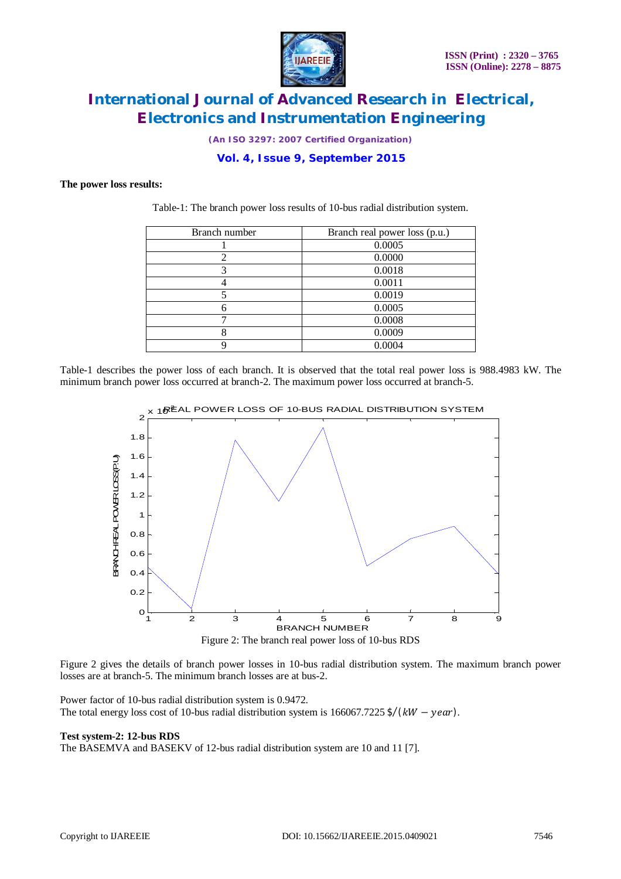**The power loss results:**

Table-1: The branch power loss results of 10-bus radial distribution system.

| Branch number | Branch real power loss (p.u.) |
|---|---|
| 1 | 0.0005 |
| 2 | 0.0000 |
| 3 | 0.0018 |
| 4 | 0.0011 |
| 5 | 0.0019 |
| 6 | 0.0005 |
| 7 | 0.0008 |
| 8 | 0.0009 |
| 9 | 0.0004 |

Table-1 describes the power loss of each branch. It is observed that the total real power loss is 988.4983 kW. The minimum branch power loss occurred at branch-2. The maximum power loss occurred at branch-5.

Figure 2: The branch real power loss of 10-bus RDS

Figure 2 gives the details of branch power losses in 10-bus radial distribution system. The maximum branch power losses are at branch-5. The minimum branch losses are at bus-2.

Power factor of 10-bus radial distribution system is 0.9472.
The total energy loss cost of 10-bus radial distribution system is 166067.7225 $\$/(kW - year)$.

**Test system-2: 12-bus RDS**
The BASEMVA and BASEKV of 12-bus radial distribution system are 10 and 11 [7].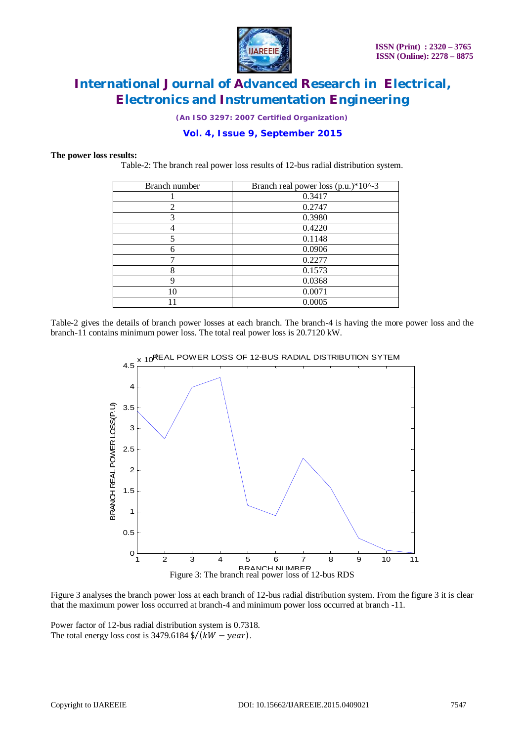**The power loss results:**

Table-2: The branch real power loss results of 12-bus radial distribution system.

| Branch number | Branch real power loss (p.u.)*10^-3 |
|---|---|
| 1 | 0.3417 |
| 2 | 0.2747 |
| 3 | 0.3980 |
| 4 | 0.4220 |
| 5 | 0.1148 |
| 6 | 0.0906 |
| 7 | 0.2277 |
| 8 | 0.1573 |
| 9 | 0.0368 |
| 10 | 0.0071 |
| 11 | 0.0005 |

Table-2 gives the details of branch power losses at each branch. The branch-4 is having the more power loss and the branch-11 contains minimum power loss. The total real power loss is 20.7120 kW.

Figure 3: The branch real power loss of 12-bus RDS

Figure 3 analyses the branch power loss at each branch of 12-bus radial distribution system. From the figure 3 it is clear that the maximum power loss occurred at branch-4 and minimum power loss occurred at branch -11.

Power factor of 12-bus radial distribution system is 0.7318.
The total energy loss cost is 3479.6184 $\$/(kW - year)$.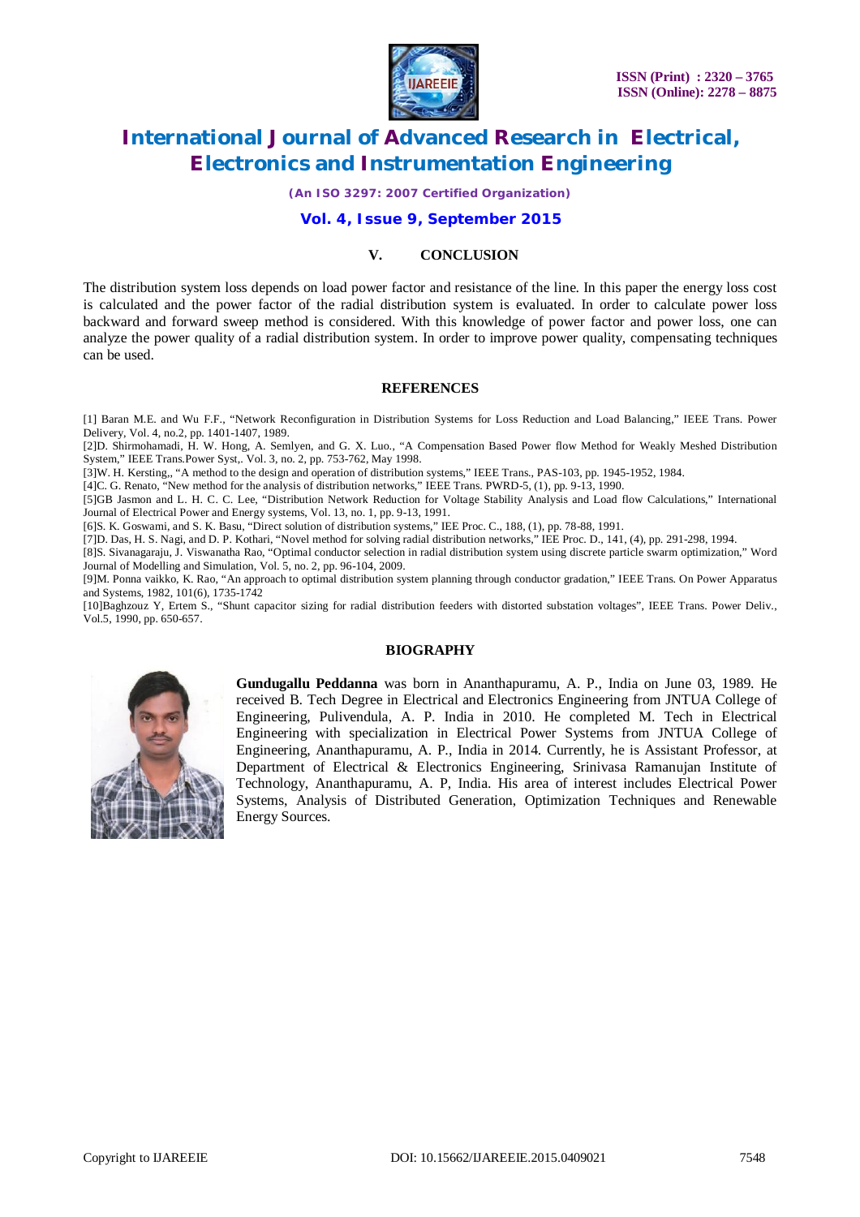## V. CONCLUSION

The distribution system loss depends on load power factor and resistance of the line. In this paper the energy loss cost is calculated and the power factor of the radial distribution system is evaluated. In order to calculate power loss backward and forward sweep method is considered. With this knowledge of power factor and power loss, one can analyze the power quality of a radial distribution system. In order to improve power quality, compensating techniques can be used.

## REFERENCES

[1] Baran M.E. and Wu F.F., "Network Reconfiguration in Distribution Systems for Loss Reduction and Load Balancing," IEEE Trans. Power Delivery, Vol. 4, no.2, pp. 1401-1407, 1989.

[2]D. Shirmohamadi, H. W. Hong, A. Semlyen, and G. X. Luo., "A Compensation Based Power flow Method for Weakly Meshed Distribution System," IEEE Trans.Power Syst,. Vol. 3, no. 2, pp. 753-762, May 1998.

[3]W. H. Kersting,, "A method to the design and operation of distribution systems," IEEE Trans., PAS-103, pp. 1945-1952, 1984.

[4]C. G. Renato, "New method for the analysis of distribution networks," IEEE Trans. PWRD-5, (1), pp. 9-13, 1990.

[5]GB Jasmon and L. H. C. C. Lee, "Distribution Network Reduction for Voltage Stability Analysis and Load flow Calculations," International Journal of Electrical Power and Energy systems, Vol. 13, no. 1, pp. 9-13, 1991.

[6]S. K. Goswami, and S. K. Basu, "Direct solution of distribution systems," IEE Proc. C., 188, (1), pp. 78-88, 1991.

[7]D. Das, H. S. Nagi, and D. P. Kothari, "Novel method for solving radial distribution networks," IEE Proc. D., 141, (4), pp. 291-298, 1994.

[8]S. Sivanagaraju, J. Viswanatha Rao, "Optimal conductor selection in radial distribution system using discrete particle swarm optimization," Word Journal of Modelling and Simulation, Vol. 5, no. 2, pp. 96-104, 2009.

[9]M. Ponna vaikko, K. Rao, "An approach to optimal distribution system planning through conductor gradation," IEEE Trans. On Power Apparatus and Systems, 1982, 101(6), 1735-1742

[10]Baghzouz Y, Ertem S., "Shunt capacitor sizing for radial distribution feeders with distorted substation voltages", IEEE Trans. Power Deliv., Vol.5, 1990, pp. 650-657.

## BIOGRAPHY

**Gundugallu Peddanna** was born in Ananthapuramu, A. P., India on June 03, 1989. He received B. Tech Degree in Electrical and Electronics Engineering from JNTUA College of Engineering, Pulivendula, A. P. India in 2010. He completed M. Tech in Electrical Engineering with specialization in Electrical Power Systems from JNTUA College of Engineering, Ananthapuramu, A. P., India in 2014. Currently, he is Assistant Professor, at Department of Electrical & Electronics Engineering, Srinivasa Ramanujan Institute of Technology, Ananthapuramu, A. P, India. His area of interest includes Electrical Power Systems, Analysis of Distributed Generation, Optimization Techniques and Renewable Energy Sources.